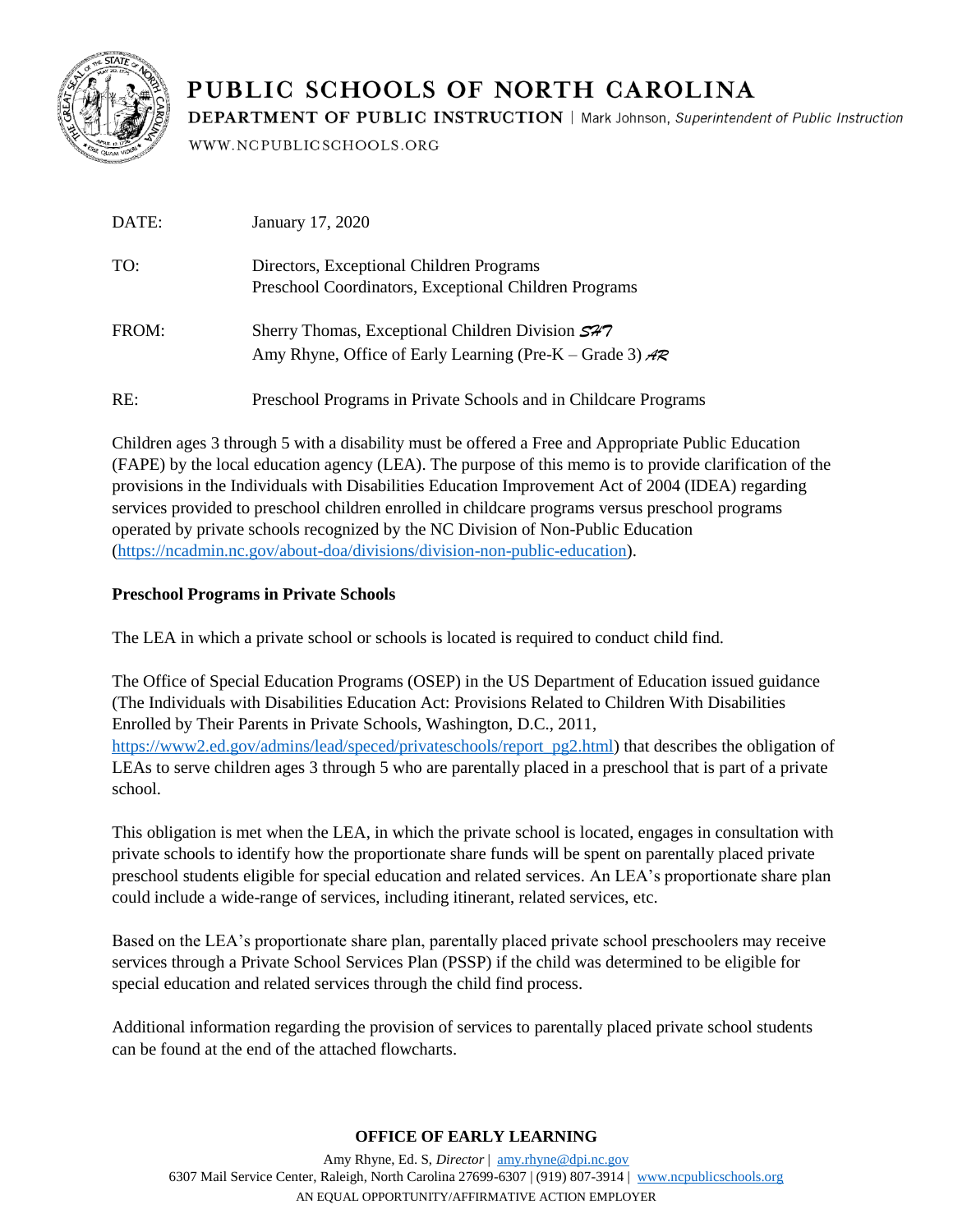# PUBLIC SCHOOLS OF NORTH CAROLINA

**DEPARTMENT OF PUBLIC INSTRUCTION** | Mark Johnson, *Superintendent of Public Instruction*

WWW.NCPUBLICSCHOOLS.ORG

| | |
|---|---|
| DATE: | January 17, 2020 |
| TO: | Directors, Exceptional Children Programs<br>Preschool Coordinators, Exceptional Children Programs |
| FROM: | Sherry Thomas, Exceptional Children Division *SHT*<br>Amy Rhyne, Office of Early Learning (Pre-K – Grade 3) *AR* |
| RE: | Preschool Programs in Private Schools and in Childcare Programs |

Children ages 3 through 5 with a disability must be offered a Free and Appropriate Public Education (FAPE) by the local education agency (LEA). The purpose of this memo is to provide clarification of the provisions in the Individuals with Disabilities Education Improvement Act of 2004 (IDEA) regarding services provided to preschool children enrolled in childcare programs versus preschool programs operated by private schools recognized by the NC Division of Non-Public Education (https://ncadmin.nc.gov/about-doa/divisions/division-non-public-education).

**Preschool Programs in Private Schools**

The LEA in which a private school or schools is located is required to conduct child find.

The Office of Special Education Programs (OSEP) in the US Department of Education issued guidance (The Individuals with Disabilities Education Act: Provisions Related to Children With Disabilities Enrolled by Their Parents in Private Schools, Washington, D.C., 2011, https://www2.ed.gov/admins/lead/speced/privateschools/report_pg2.html) that describes the obligation of LEAs to serve children ages 3 through 5 who are parentally placed in a preschool that is part of a private school.

This obligation is met when the LEA, in which the private school is located, engages in consultation with private schools to identify how the proportionate share funds will be spent on parentally placed private preschool students eligible for special education and related services. An LEA's proportionate share plan could include a wide-range of services, including itinerant, related services, etc.

Based on the LEA's proportionate share plan, parentally placed private school preschoolers may receive services through a Private School Services Plan (PSSP) if the child was determined to be eligible for special education and related services through the child find process.

Additional information regarding the provision of services to parentally placed private school students can be found at the end of the attached flowcharts.

**OFFICE OF EARLY LEARNING**

Amy Rhyne, Ed. S, *Director* | amy.rhyne@dpi.nc.gov
6307 Mail Service Center, Raleigh, North Carolina 27699-6307 | (919) 807-3914 | www.ncpublicschools.org
AN EQUAL OPPORTUNITY/AFFIRMATIVE ACTION EMPLOYER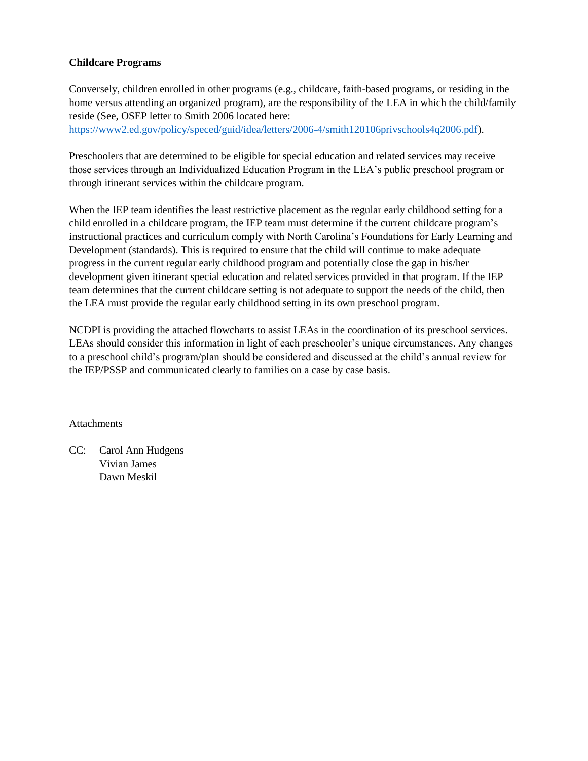**Childcare Programs**

Conversely, children enrolled in other programs (e.g., childcare, faith-based programs, or residing in the home versus attending an organized program), are the responsibility of the LEA in which the child/family reside (See, OSEP letter to Smith 2006 located here: [https://www2.ed.gov/policy/speced/guid/idea/letters/2006-4/smith120106privschools4q2006.pdf](https://www2.ed.gov/policy/speced/guid/idea/letters/2006-4/smith120106privschools4q2006.pdf)).

Preschoolers that are determined to be eligible for special education and related services may receive those services through an Individualized Education Program in the LEA's public preschool program or through itinerant services within the childcare program.

When the IEP team identifies the least restrictive placement as the regular early childhood setting for a child enrolled in a childcare program, the IEP team must determine if the current childcare program's instructional practices and curriculum comply with North Carolina's Foundations for Early Learning and Development (standards). This is required to ensure that the child will continue to make adequate progress in the current regular early childhood program and potentially close the gap in his/her development given itinerant special education and related services provided in that program. If the IEP team determines that the current childcare setting is not adequate to support the needs of the child, then the LEA must provide the regular early childhood setting in its own preschool program.

NCDPI is providing the attached flowcharts to assist LEAs in the coordination of its preschool services. LEAs should consider this information in light of each preschooler's unique circumstances. Any changes to a preschool child's program/plan should be considered and discussed at the child's annual review for the IEP/PSSP and communicated clearly to families on a case by case basis.

Attachments

CC: Carol Ann Hudgens
Vivian James
Dawn Meskil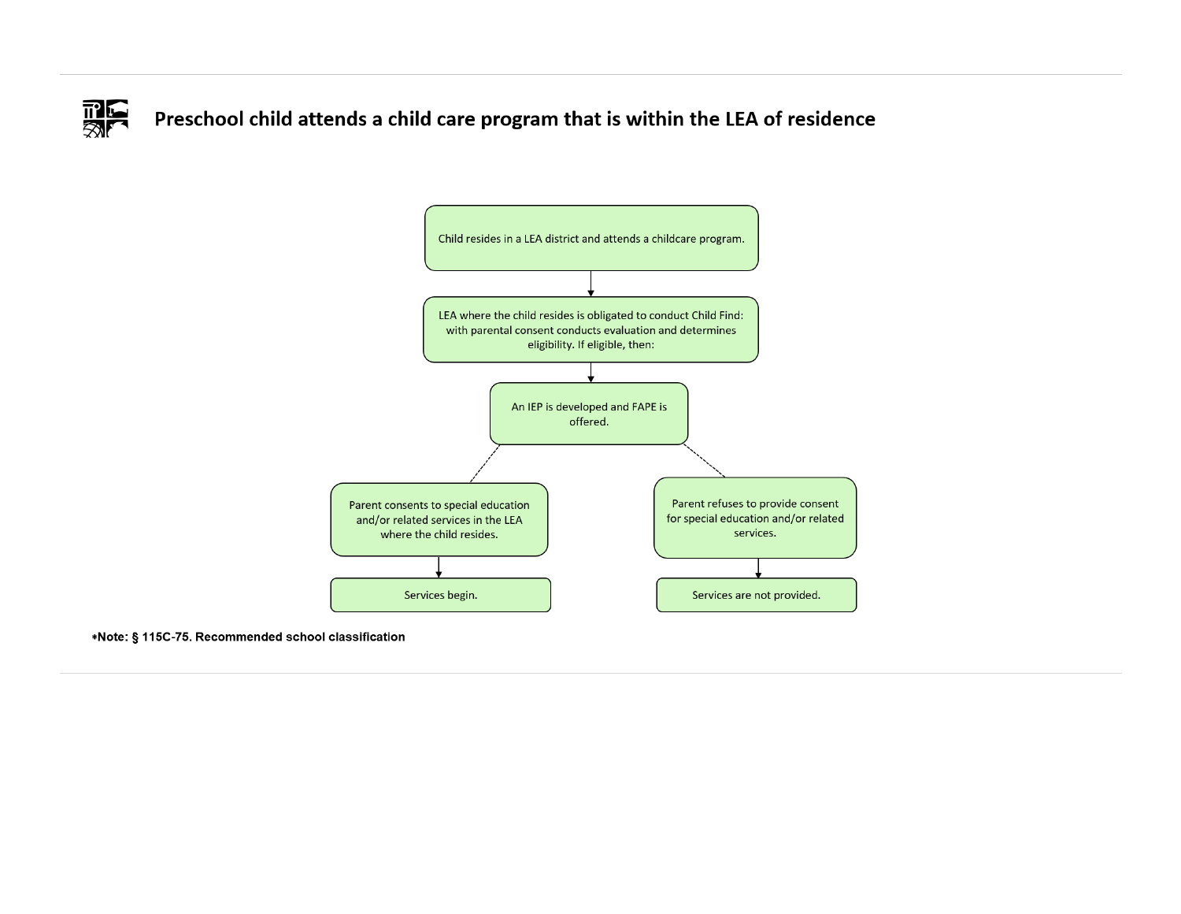## Preschool child attends a child care program that is within the LEA of residence

Child resides in a LEA district and attends a childcare program.

↓

LEA where the child resides is obligated to conduct Child Find: with parental consent conducts evaluation and determines eligibility. If eligible, then:

↓

An IEP is developed and FAPE is offered.

- Parent consents to special education and/or related services in the LEA where the child resides.
  - ↓ Services begin.
- Parent refuses to provide consent for special education and/or related services.
  - ↓ Services are not provided.

**\*Note: § 115C-75. Recommended school classification**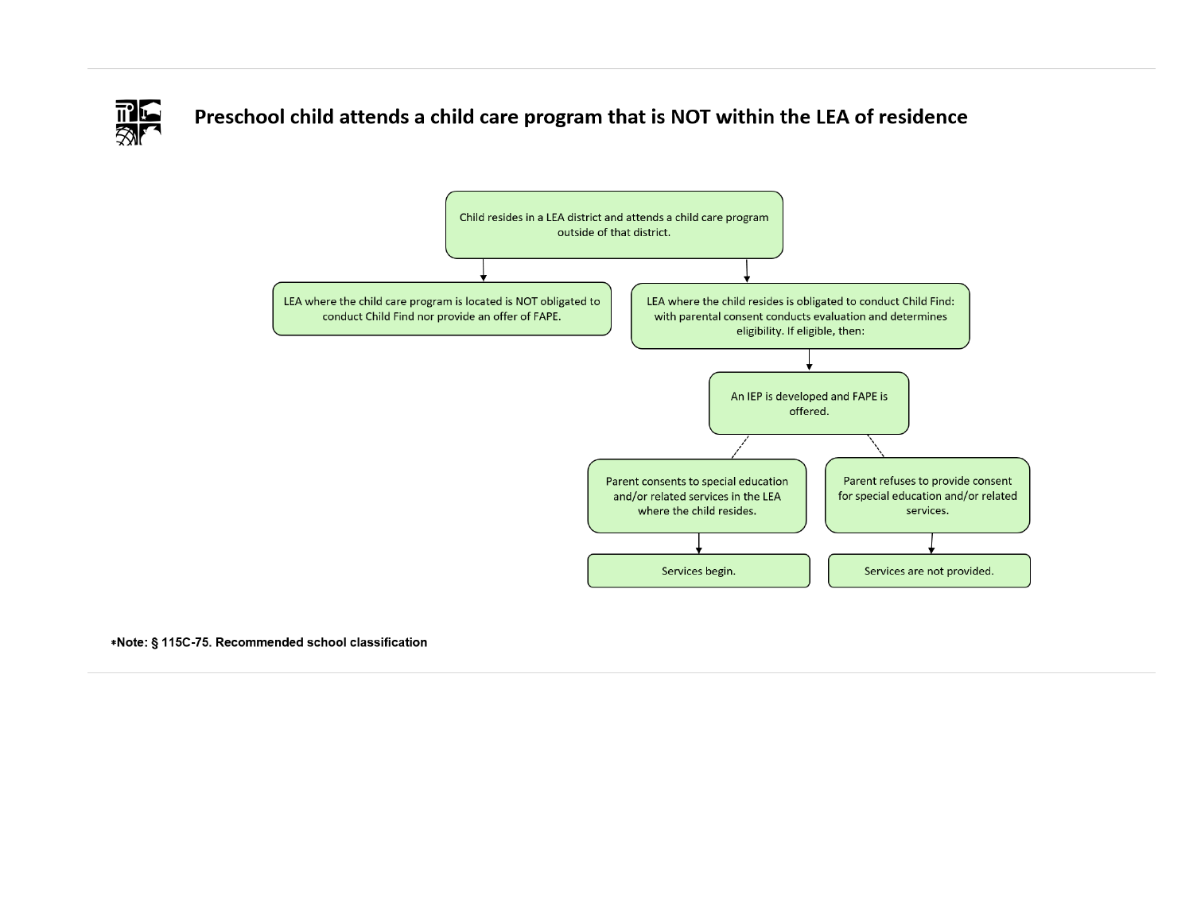# Preschool child attends a child care program that is NOT within the LEA of residence

Child resides in a LEA district and attends a child care program outside of that district.

- LEA where the child care program is located is NOT obligated to conduct Child Find nor provide an offer of FAPE.
- LEA where the child resides is obligated to conduct Child Find: with parental consent conducts evaluation and determines eligibility. If eligible, then:
  - An IEP is developed and FAPE is offered.
    - Parent consents to special education and/or related services in the LEA where the child resides.
      - Services begin.
    - Parent refuses to provide consent for special education and/or related services.
      - Services are not provided.

*Note: § 115C-75. Recommended school classification**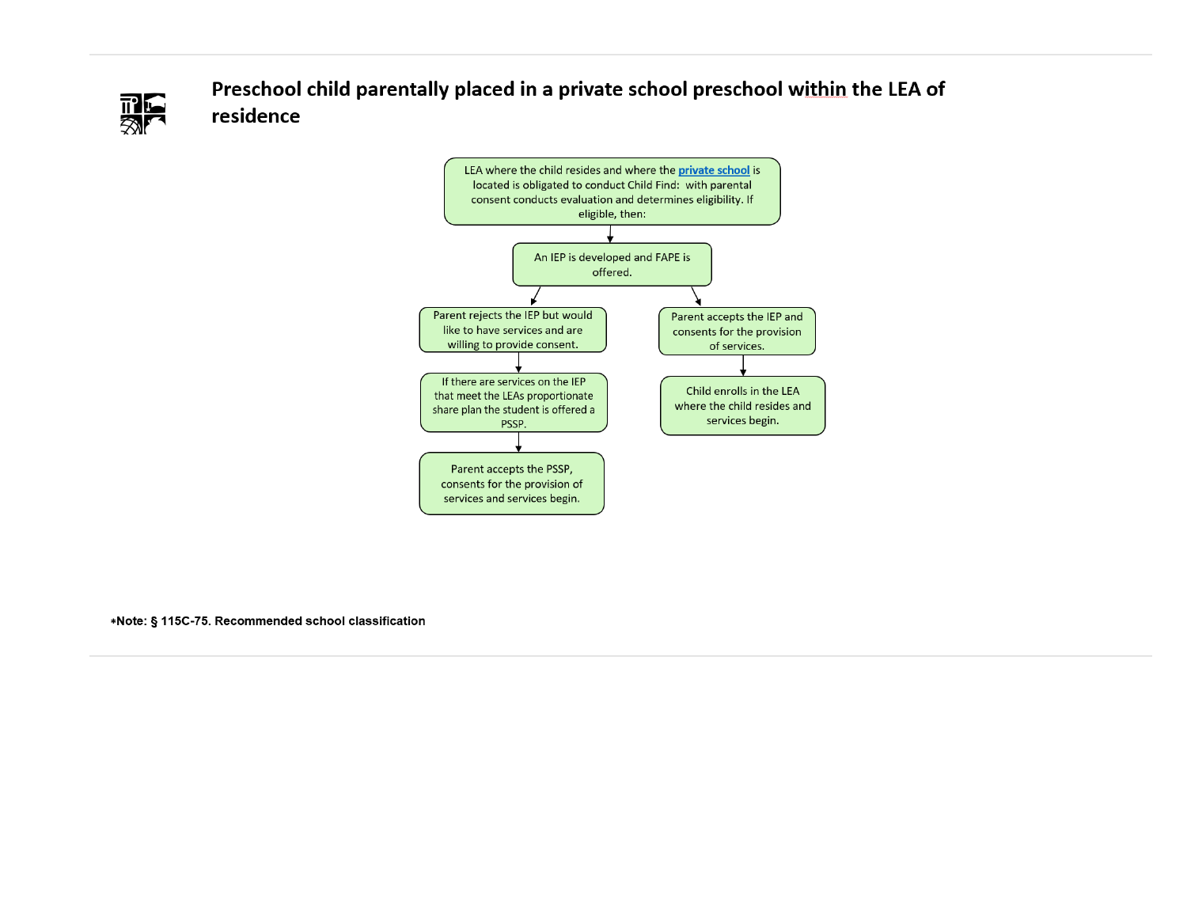## Preschool child parentally placed in a private school preschool within the LEA of residence

LEA where the child resides and where the [private school](#) is located is obligated to conduct Child Find: with parental consent conducts evaluation and determines eligibility. If eligible, then:

↓

An IEP is developed and FAPE is offered.

↓

- Parent rejects the IEP but would like to have services and are willing to provide consent.
  - ↓ If there are services on the IEP that meet the LEAs proportionate share plan the student is offered a PSSP.
  - ↓ Parent accepts the PSSP, consents for the provision of services and services begin.
- Parent accepts the IEP and consents for the provision of services.
  - ↓ Child enrolls in the LEA where the child resides and services begin.

***Note: § 115C-75. Recommended school classification**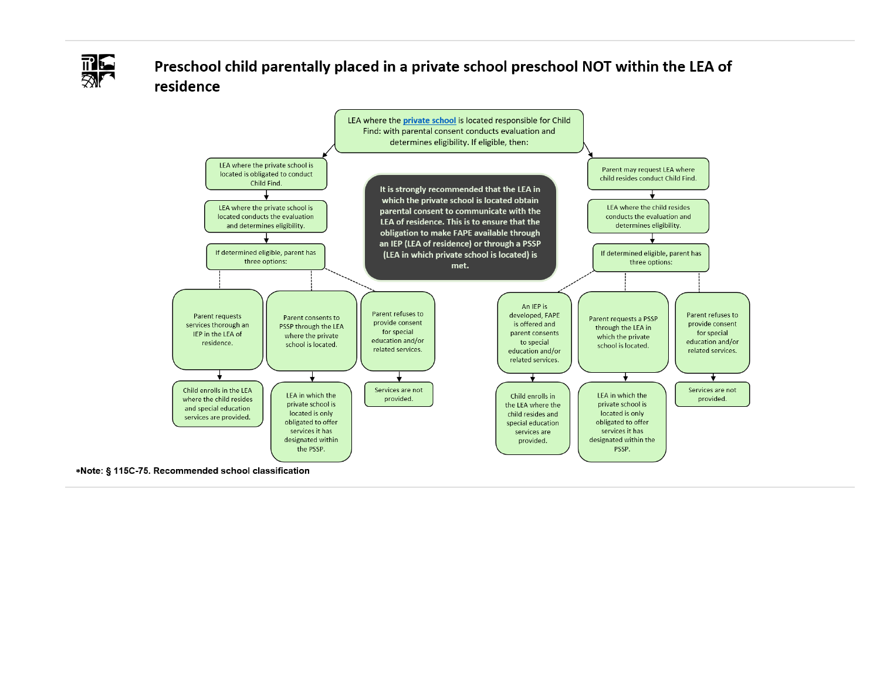## Preschool child parentally placed in a private school preschool NOT within the LEA of residence

LEA where the [private school](#) is located responsible for Child Find: with parental consent conducts evaluation and determines eligibility. If eligible, then:

**Left branch:**

- LEA where the private school is located is obligated to conduct Child Find.
- LEA where the private school is located conducts the evaluation and determines eligibility.
- If determined eligible, parent has three options:
  - Parent requests services thorough an IEP in the LEA of residence.
    - Child enrolls in the LEA where the child resides and special education services are provided.
  - Parent consents to PSSP through the LEA where the private school is located.
    - LEA in which the private school is located is only obligated to offer services it has designated within the PSSP.
  - Parent refuses to provide consent for special education and/or related services.
    - Services are not provided.

**It is strongly recommended that the LEA in which the private school is located obtain parental consent to communicate with the LEA of residence. This is to ensure that the obligation to make FAPE available through an IEP (LEA of residence) or through a PSSP (LEA in which private school is located) is met.**

**Right branch:**

- Parent may request LEA where child resides conduct Child Find.
- LEA where the child resides conducts the evaluation and determines eligibility.
- If determined eligible, parent has three options:
  - An IEP is developed, FAPE is offered and parent consents to special education and/or related services.
    - Child enrolls in the LEA where the child resides and special education services are provided.
  - Parent requests a PSSP through the LEA in which the private school is located.
    - LEA in which the private school is located is only obligated to offer services it has designated within the PSSP.
  - Parent refuses to provide consent for special education and/or related services.
    - Services are not provided.

*Note: **§ 115C-75. Recommended school classification**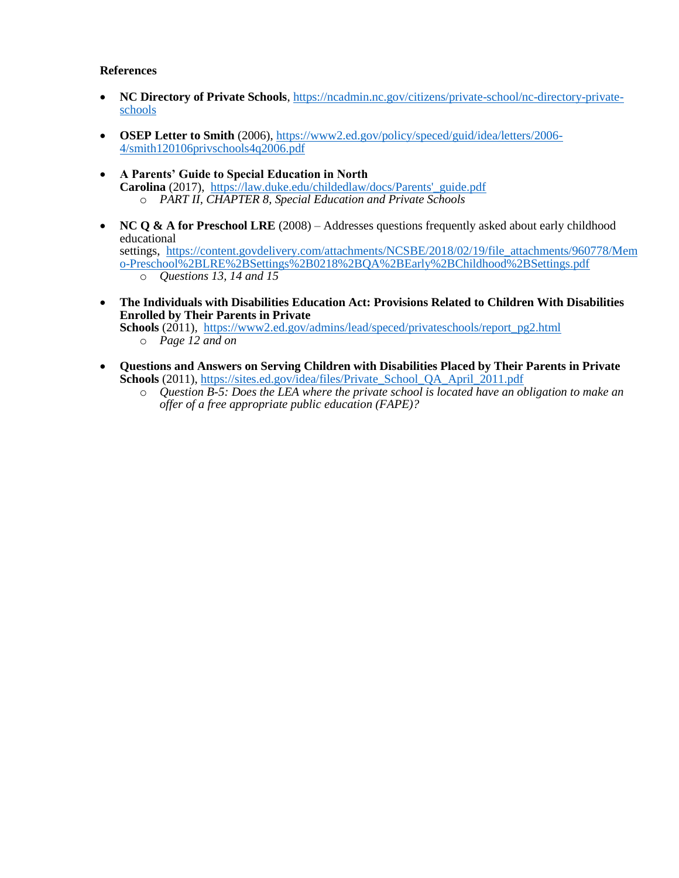**References**

- **NC Directory of Private Schools**, https://ncadmin.nc.gov/citizens/private-school/nc-directory-private-schools

- **OSEP Letter to Smith** (2006), https://www2.ed.gov/policy/speced/guid/idea/letters/2006-4/smith120106privschools4q2006.pdf

- **A Parents' Guide to Special Education in North Carolina** (2017), https://law.duke.edu/childedlaw/docs/Parents'_guide.pdf
    - *PART II, CHAPTER 8, Special Education and Private Schools*

- **NC Q & A for Preschool LRE** (2008) – Addresses questions frequently asked about early childhood educational settings, https://content.govdelivery.com/attachments/NCSBE/2018/02/19/file_attachments/960778/Memo-Preschool%2BLRE%2BSettings%2B0218%2BQA%2BEarly%2BChildhood%2BSettings.pdf
    - *Questions 13, 14 and 15*

- **The Individuals with Disabilities Education Act: Provisions Related to Children With Disabilities Enrolled by Their Parents in Private Schools** (2011), https://www2.ed.gov/admins/lead/speced/privateschools/report_pg2.html
    - *Page 12 and on*

- **Questions and Answers on Serving Children with Disabilities Placed by Their Parents in Private Schools** (2011), https://sites.ed.gov/idea/files/Private_School_QA_April_2011.pdf
    - *Question B-5: Does the LEA where the private school is located have an obligation to make an offer of a free appropriate public education (FAPE)?*